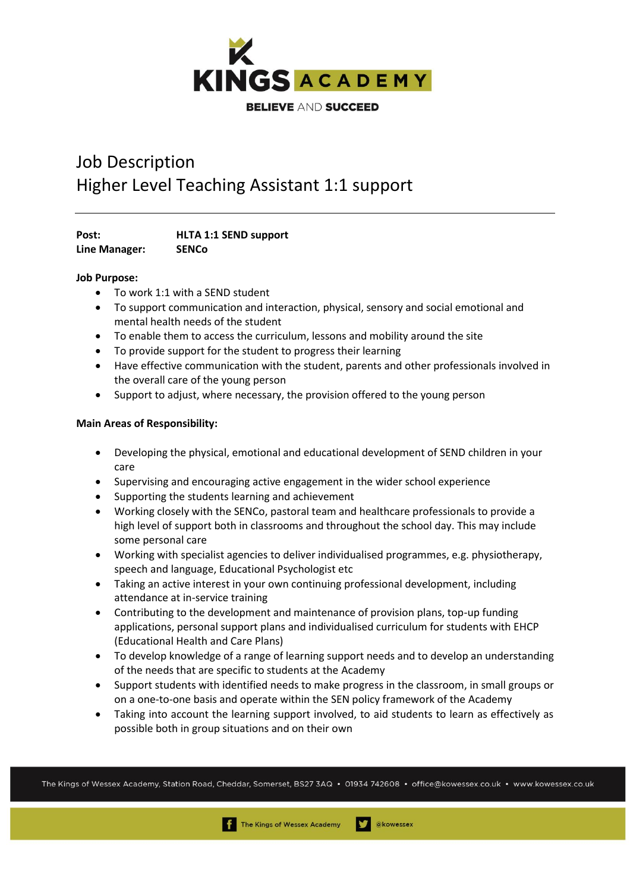KINGS ACADEMY

BELIEVE AND SUCCEED

# Job Description
# Higher Level Teaching Assistant 1:1 support

**Post:** **HLTA 1:1 SEND support**
**Line Manager:** **SENCo**

**Job Purpose:**

- To work 1:1 with a SEND student
- To support communication and interaction, physical, sensory and social emotional and mental health needs of the student
- To enable them to access the curriculum, lessons and mobility around the site
- To provide support for the student to progress their learning
- Have effective communication with the student, parents and other professionals involved in the overall care of the young person
- Support to adjust, where necessary, the provision offered to the young person

**Main Areas of Responsibility:**

- Developing the physical, emotional and educational development of SEND children in your care
- Supervising and encouraging active engagement in the wider school experience
- Supporting the students learning and achievement
- Working closely with the SENCo, pastoral team and healthcare professionals to provide a high level of support both in classrooms and throughout the school day. This may include some personal care
- Working with specialist agencies to deliver individualised programmes, e.g. physiotherapy, speech and language, Educational Psychologist etc
- Taking an active interest in your own continuing professional development, including attendance at in-service training
- Contributing to the development and maintenance of provision plans, top-up funding applications, personal support plans and individualised curriculum for students with EHCP (Educational Health and Care Plans)
- To develop knowledge of a range of learning support needs and to develop an understanding of the needs that are specific to students at the Academy
- Support students with identified needs to make progress in the classroom, in small groups or on a one-to-one basis and operate within the SEN policy framework of the Academy
- Taking into account the learning support involved, to aid students to learn as effectively as possible both in group situations and on their own

The Kings of Wessex Academy, Station Road, Cheddar, Somerset, BS27 3AQ • 01934 742608 • office@kowessex.co.uk • www.kowessex.co.uk

The Kings of Wessex Academy @kowessex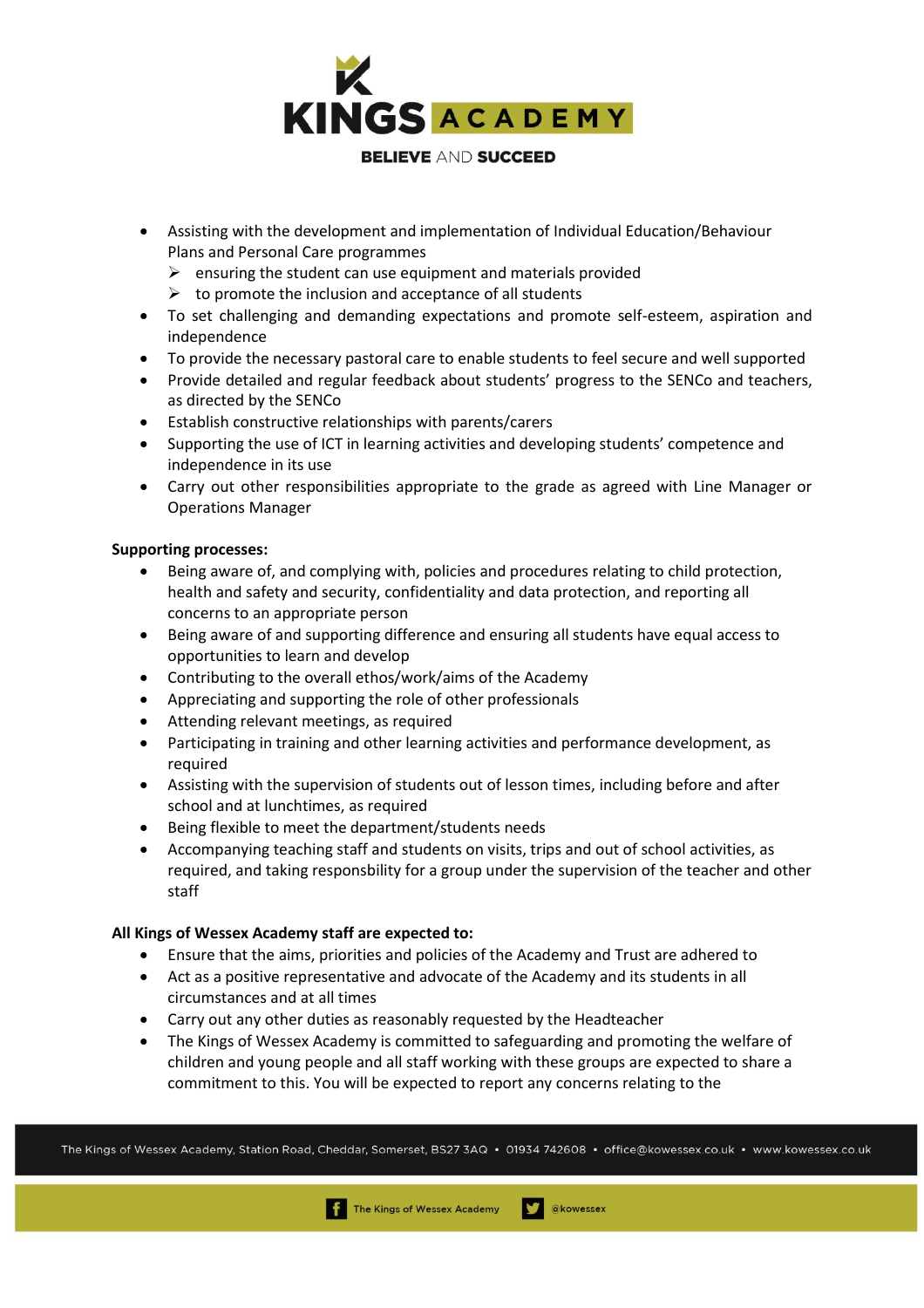- Assisting with the development and implementation of Individual Education/Behaviour Plans and Personal Care programmes
  - ensuring the student can use equipment and materials provided
  - to promote the inclusion and acceptance of all students
- To set challenging and demanding expectations and promote self-esteem, aspiration and independence
- To provide the necessary pastoral care to enable students to feel secure and well supported
- Provide detailed and regular feedback about students' progress to the SENCo and teachers, as directed by the SENCo
- Establish constructive relationships with parents/carers
- Supporting the use of ICT in learning activities and developing students' competence and independence in its use
- Carry out other responsibilities appropriate to the grade as agreed with Line Manager or Operations Manager

**Supporting processes:**

- Being aware of, and complying with, policies and procedures relating to child protection, health and safety and security, confidentiality and data protection, and reporting all concerns to an appropriate person
- Being aware of and supporting difference and ensuring all students have equal access to opportunities to learn and develop
- Contributing to the overall ethos/work/aims of the Academy
- Appreciating and supporting the role of other professionals
- Attending relevant meetings, as required
- Participating in training and other learning activities and performance development, as required
- Assisting with the supervision of students out of lesson times, including before and after school and at lunchtimes, as required
- Being flexible to meet the department/students needs
- Accompanying teaching staff and students on visits, trips and out of school activities, as required, and taking responsbility for a group under the supervision of the teacher and other staff

**All Kings of Wessex Academy staff are expected to:**

- Ensure that the aims, priorities and policies of the Academy and Trust are adhered to
- Act as a positive representative and advocate of the Academy and its students in all circumstances and at all times
- Carry out any other duties as reasonably requested by the Headteacher
- The Kings of Wessex Academy is committed to safeguarding and promoting the welfare of children and young people and all staff working with these groups are expected to share a commitment to this. You will be expected to report any concerns relating to the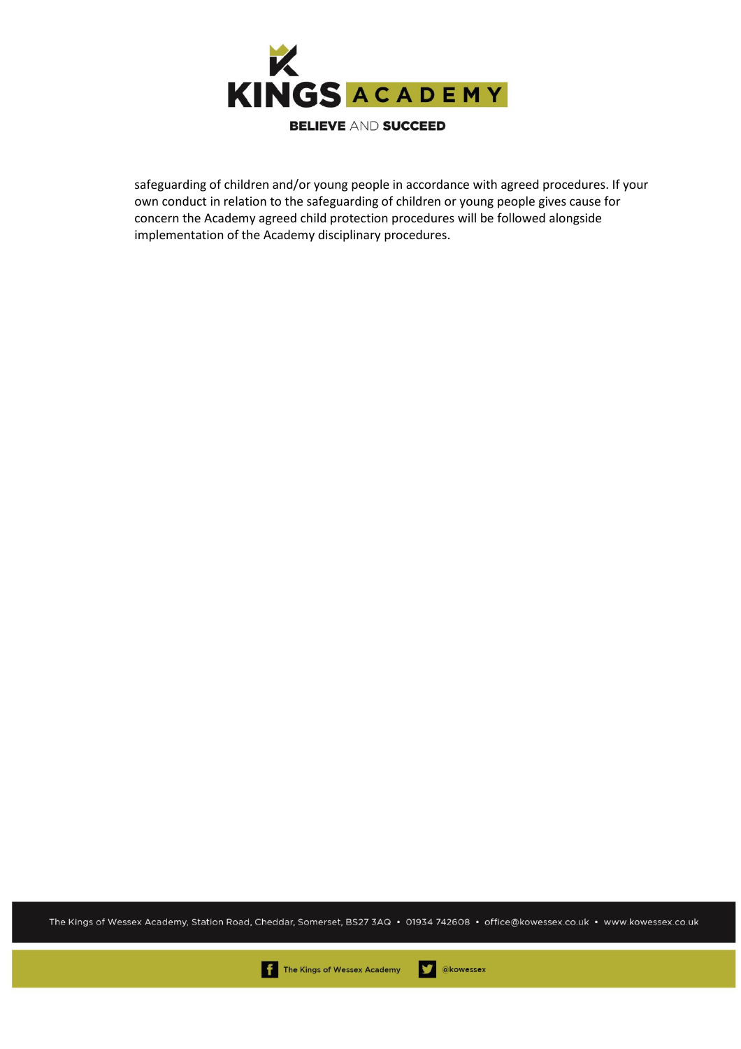safeguarding of children and/or young people in accordance with agreed procedures. If your own conduct in relation to the safeguarding of children or young people gives cause for concern the Academy agreed child protection procedures will be followed alongside implementation of the Academy disciplinary procedures.